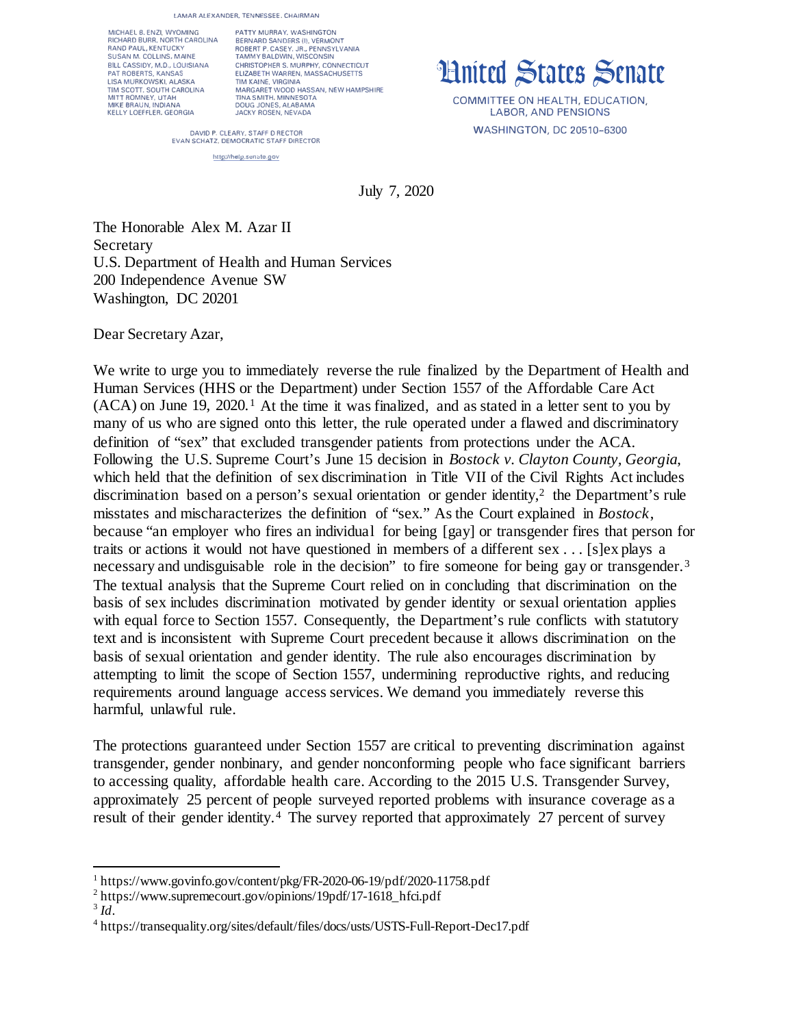LAMAR ALEXANDER, TENNESSEE, CHAIRMAN

MICHAEL B. ENZI, WYOMING
RICHARD BURR, NORTH CAROLINA
RAND PAUL, KENTUCKY
SUSAN M. COLLINS, MAINE
BILL CASSIDY, M.D., LOUISIANA
PAT ROBERTS, KANSAS
LISA MURKOWSKI, ALASKA
TIM SCOTT, SOUTH CAROLINA
MITT ROMNEY, UTAH
MIKE BRAUN, INDIANA
KELLY LOEFFLER, GEORGIA

PATTY MURRAY, WASHINGTON
BERNARD SANDERS (I), VERMONT
ROBERT P. CASEY, JR., PENNSYLVANIA
TAMMY BALDWIN, WISCONSIN
CHRISTOPHER S. MURPHY, CONNECTICUT
ELIZABETH WARREN, MASSACHUSETTS
TIM KAINE, VIRGINIA
MARGARET WOOD HASSAN, NEW HAMPSHIRE
TINA SMITH, MINNESOTA
DOUG JONES, ALABAMA
JACKY ROSEN, NEVADA

DAVID P. CLEARY, STAFF DIRECTOR
EVAN SCHATZ, DEMOCRATIC STAFF DIRECTOR

http://help.senate.gov

# United States Senate

COMMITTEE ON HEALTH, EDUCATION, LABOR, AND PENSIONS
WASHINGTON, DC 20510-6300

July 7, 2020

The Honorable Alex M. Azar II
Secretary
U.S. Department of Health and Human Services
200 Independence Avenue SW
Washington, DC 20201

Dear Secretary Azar,

We write to urge you to immediately reverse the rule finalized by the Department of Health and Human Services (HHS or the Department) under Section 1557 of the Affordable Care Act (ACA) on June 19, 2020.[1] At the time it was finalized, and as stated in a letter sent to you by many of us who are signed onto this letter, the rule operated under a flawed and discriminatory definition of "sex" that excluded transgender patients from protections under the ACA. Following the U.S. Supreme Court's June 15 decision in *Bostock v. Clayton County, Georgia*, which held that the definition of sex discrimination in Title VII of the Civil Rights Act includes discrimination based on a person's sexual orientation or gender identity,[2] the Department's rule misstates and mischaracterizes the definition of "sex." As the Court explained in *Bostock*, because "an employer who fires an individual for being [gay] or transgender fires that person for traits or actions it would not have questioned in members of a different sex . . . [s]ex plays a necessary and undisguisable role in the decision" to fire someone for being gay or transgender.[3] The textual analysis that the Supreme Court relied on in concluding that discrimination on the basis of sex includes discrimination motivated by gender identity or sexual orientation applies with equal force to Section 1557. Consequently, the Department's rule conflicts with statutory text and is inconsistent with Supreme Court precedent because it allows discrimination on the basis of sexual orientation and gender identity. The rule also encourages discrimination by attempting to limit the scope of Section 1557, undermining reproductive rights, and reducing requirements around language access services. We demand you immediately reverse this harmful, unlawful rule.

The protections guaranteed under Section 1557 are critical to preventing discrimination against transgender, gender nonbinary, and gender nonconforming people who face significant barriers to accessing quality, affordable health care. According to the 2015 U.S. Transgender Survey, approximately 25 percent of people surveyed reported problems with insurance coverage as a result of their gender identity.[4] The survey reported that approximately 27 percent of survey

---

[1] https://www.govinfo.gov/content/pkg/FR-2020-06-19/pdf/2020-11758.pdf

[2] https://www.supremecourt.gov/opinions/19pdf/17-1618_hfci.pdf

[3] *Id.*

[4] https://transequality.org/sites/default/files/docs/usts/USTS-Full-Report-Dec17.pdf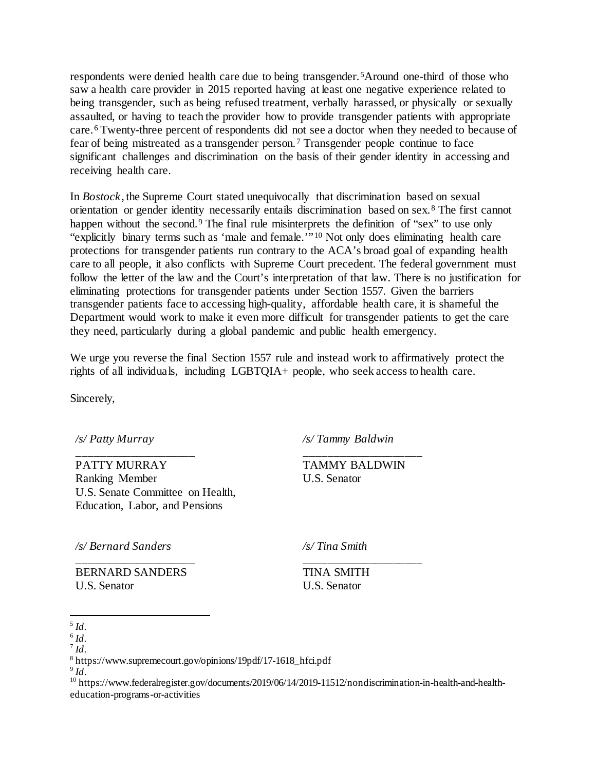respondents were denied health care due to being transgender.[5] Around one-third of those who saw a health care provider in 2015 reported having at least one negative experience related to being transgender, such as being refused treatment, verbally harassed, or physically or sexually assaulted, or having to teach the provider how to provide transgender patients with appropriate care.[6] Twenty-three percent of respondents did not see a doctor when they needed to because of fear of being mistreated as a transgender person.[7] Transgender people continue to face significant challenges and discrimination on the basis of their gender identity in accessing and receiving health care.

In *Bostock*, the Supreme Court stated unequivocally that discrimination based on sexual orientation or gender identity necessarily entails discrimination based on sex.[8] The first cannot happen without the second.[9] The final rule misinterprets the definition of "sex" to use only "explicitly binary terms such as 'male and female.'"[10] Not only does eliminating health care protections for transgender patients run contrary to the ACA's broad goal of expanding health care to all people, it also conflicts with Supreme Court precedent. The federal government must follow the letter of the law and the Court's interpretation of that law. There is no justification for eliminating protections for transgender patients under Section 1557. Given the barriers transgender patients face to accessing high-quality, affordable health care, it is shameful the Department would work to make it even more difficult for transgender patients to get the care they need, particularly during a global pandemic and public health emergency.

We urge you reverse the final Section 1557 rule and instead work to affirmatively protect the rights of all individuals, including LGBTQIA+ people, who seek access to health care.

Sincerely,

*/s/ Patty Murray*
\_\_\_\_\_\_\_\_\_\_\_\_\_\_\_\_\_\_\_\_
PATTY MURRAY
Ranking Member
U.S. Senate Committee on Health, Education, Labor, and Pensions

*/s/ Tammy Baldwin*
\_\_\_\_\_\_\_\_\_\_\_\_\_\_\_\_\_\_\_\_
TAMMY BALDWIN
U.S. Senator

*/s/ Bernard Sanders*
\_\_\_\_\_\_\_\_\_\_\_\_\_\_\_\_\_\_\_\_
BERNARD SANDERS
U.S. Senator

*/s/ Tina Smith*
\_\_\_\_\_\_\_\_\_\_\_\_\_\_\_\_\_\_\_\_
TINA SMITH
U.S. Senator

---

[5] *Id.*
[6] *Id.*
[7] *Id.*
[8] https://www.supremecourt.gov/opinions/19pdf/17-1618_hfci.pdf
[9] *Id.*
[10] https://www.federalregister.gov/documents/2019/06/14/2019-11512/nondiscrimination-in-health-and-health-education-programs-or-activities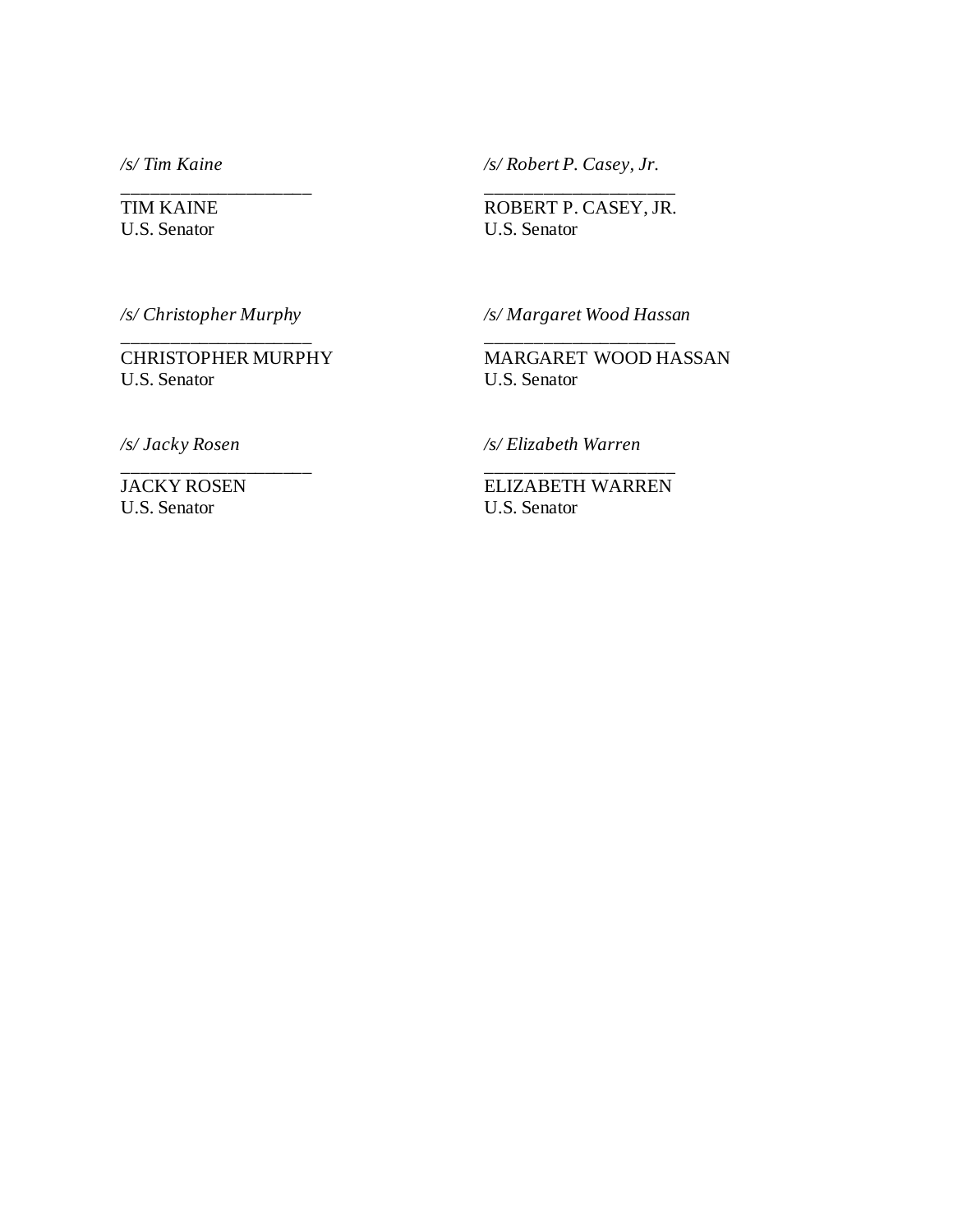*/s/ Tim Kaine*
____________________
TIM KAINE
U.S. Senator

*/s/ Robert P. Casey, Jr.*
____________________
ROBERT P. CASEY, JR.
U.S. Senator

*/s/ Christopher Murphy*
____________________
CHRISTOPHER MURPHY
U.S. Senator

*/s/ Margaret Wood Hassan*
____________________
MARGARET WOOD HASSAN
U.S. Senator

*/s/ Jacky Rosen*
____________________
JACKY ROSEN
U.S. Senator

*/s/ Elizabeth Warren*
____________________
ELIZABETH WARREN
U.S. Senator